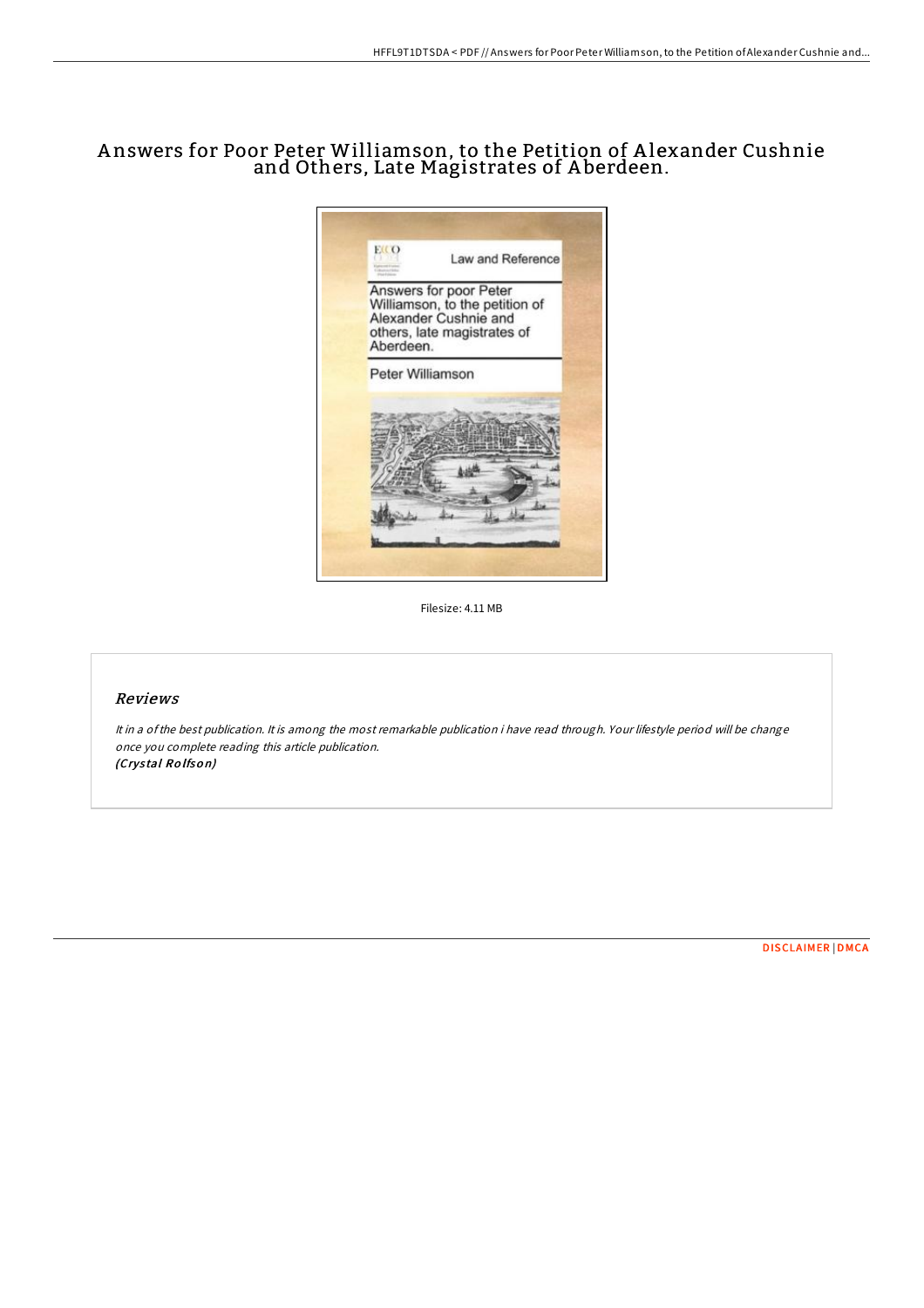# Answers for Poor Peter Williamson, to the Petition of Alexander Cushnie and Others, Late Magistrates of Aberdeen.

Filesize: 4.11 MB

## Reviews

*It in a of the best publication. It is among the most remarkable publication i have read through. Your lifestyle period will be change once you complete reading this article publication.*
***(Crystal Rolfson)***

DISCLAIMER | DMCA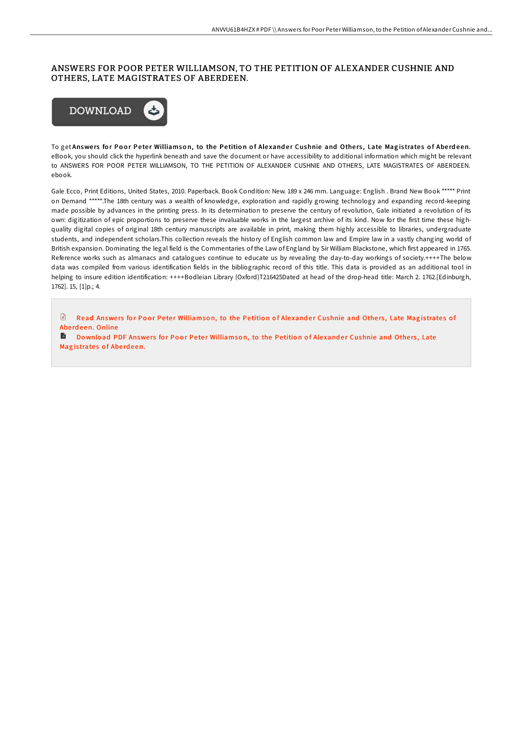# ANSWERS FOR POOR PETER WILLIAMSON, TO THE PETITION OF ALEXANDER CUSHNIE AND OTHERS, LATE MAGISTRATES OF ABERDEEN.

DOWNLOAD

To get **Answers for Poor Peter Williamson, to the Petition of Alexander Cushnie and Others, Late Magistrates of Aberdeen.** eBook, you should click the hyperlink beneath and save the document or have accessibility to additional information which might be relevant to ANSWERS FOR POOR PETER WILLIAMSON, TO THE PETITION OF ALEXANDER CUSHNIE AND OTHERS, LATE MAGISTRATES OF ABERDEEN. ebook.

Gale Ecco, Print Editions, United States, 2010. Paperback. Book Condition: New. 189 x 246 mm. Language: English . Brand New Book ***** Print on Demand *****.The 18th century was a wealth of knowledge, exploration and rapidly growing technology and expanding record-keeping made possible by advances in the printing press. In its determination to preserve the century of revolution, Gale initiated a revolution of its own: digitization of epic proportions to preserve these invaluable works in the largest archive of its kind. Now for the first time these high-quality digital copies of original 18th century manuscripts are available in print, making them highly accessible to libraries, undergraduate students, and independent scholars.This collection reveals the history of English common law and Empire law in a vastly changing world of British expansion. Dominating the legal field is the Commentaries of the Law of England by Sir William Blackstone, which first appeared in 1765. Reference works such as almanacs and catalogues continue to educate us by revealing the day-to-day workings of society.++++The below data was compiled from various identification fields in the bibliographic record of this title. This data is provided as an additional tool in helping to insure edition identification: ++++Bodleian Library (Oxford)T216425Dated at head of the drop-head title: March 2. 1762.[Edinburgh, 1762]. 15, [1]p.; 4.

Read Answers for Poor Peter Williamson, to the Petition of Alexander Cushnie and Others, Late Magistrates of Aberdeen. Online

Download PDF Answers for Poor Peter Williamson, to the Petition of Alexander Cushnie and Others, Late Magistrates of Aberdeen.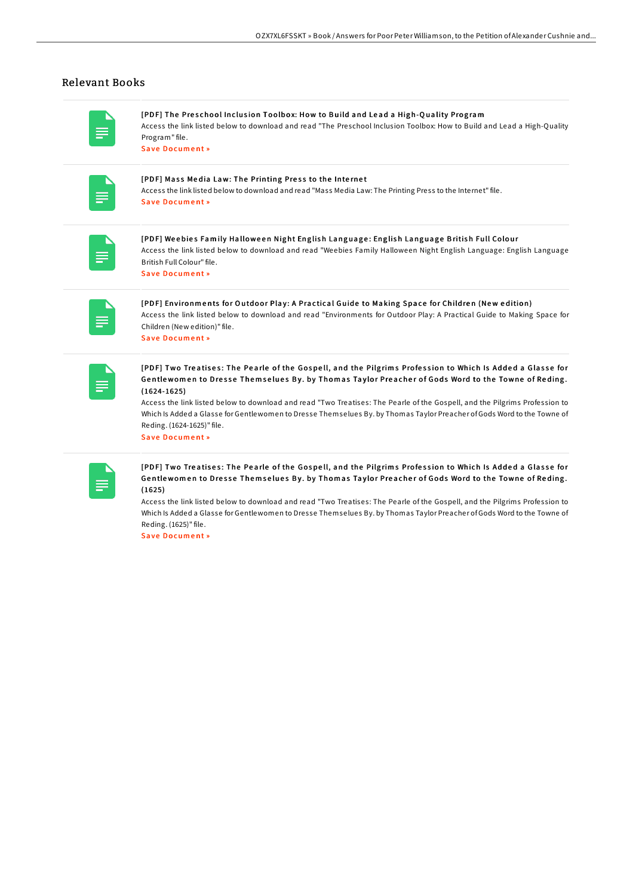## Relevant Books

[PDF] The Preschool Inclusion Toolbox: How to Build and Lead a High-Quality Program
Access the link listed below to download and read "The Preschool Inclusion Toolbox: How to Build and Lead a High-Quality Program" file.
Save Document »

[PDF] Mass Media Law: The Printing Press to the Internet
Access the link listed below to download and read "Mass Media Law: The Printing Press to the Internet" file.
Save Document »

[PDF] Weebies Family Halloween Night English Language: English Language British Full Colour
Access the link listed below to download and read "Weebies Family Halloween Night English Language: English Language British Full Colour" file.
Save Document »

[PDF] Environments for Outdoor Play: A Practical Guide to Making Space for Children (New edition)
Access the link listed below to download and read "Environments for Outdoor Play: A Practical Guide to Making Space for Children (New edition)" file.
Save Document »

[PDF] Two Treatises: The Pearle of the Gospell, and the Pilgrims Profession to Which Is Added a Glasse for Gentlewomen to Dresse Themselues By. by Thomas Taylor Preacher of Gods Word to the Towne of Reding. (1624-1625)
Access the link listed below to download and read "Two Treatises: The Pearle of the Gospell, and the Pilgrims Profession to Which Is Added a Glasse for Gentlewomen to Dresse Themselues By. by Thomas Taylor Preacher of Gods Word to the Towne of Reding. (1624-1625)" file.
Save Document »

[PDF] Two Treatises: The Pearle of the Gospell, and the Pilgrims Profession to Which Is Added a Glasse for Gentlewomen to Dresse Themselues By. by Thomas Taylor Preacher of Gods Word to the Towne of Reding. (1625)
Access the link listed below to download and read "Two Treatises: The Pearle of the Gospell, and the Pilgrims Profession to Which Is Added a Glasse for Gentlewomen to Dresse Themselues By. by Thomas Taylor Preacher of Gods Word to the Towne of Reding. (1625)" file.
Save Document »